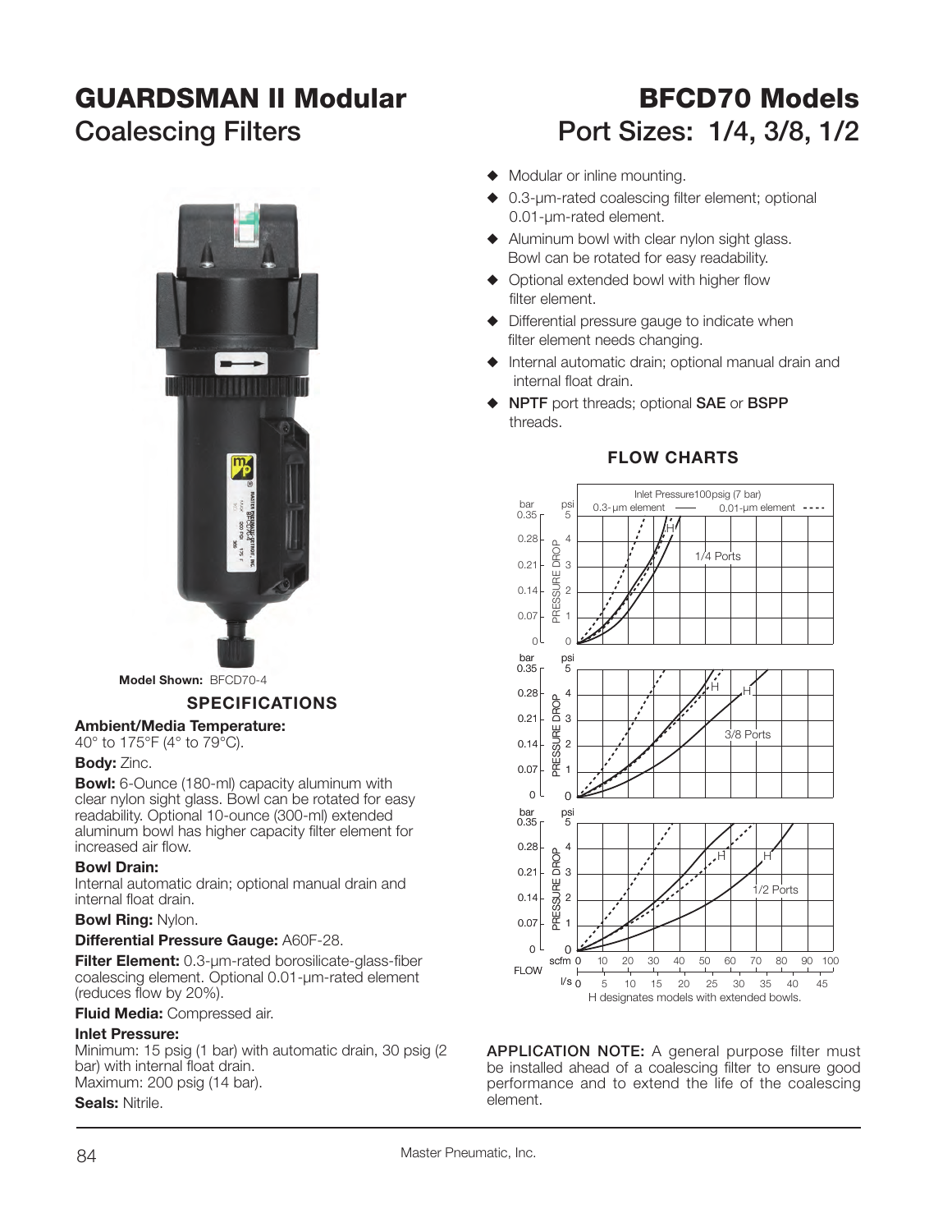# GUARDSMAN II Modular Coalescing Filters

# BFCD70 Models
## Port Sizes: 1/4, 3/8, 1/2

Model Shown: BFCD70-4

- Modular or inline mounting.
- 0.3-µm-rated coalescing filter element; optional 0.01-µm-rated element.
- Aluminum bowl with clear nylon sight glass. Bowl can be rotated for easy readability.
- Optional extended bowl with higher flow filter element.
- Differential pressure gauge to indicate when filter element needs changing.
- Internal automatic drain; optional manual drain and internal float drain.
- **NPTF** port threads; optional **SAE** or **BSPP** threads.

## SPECIFICATIONS

**Ambient/Media Temperature:**
40° to 175°F (4° to 79°C).

**Body:** Zinc.

**Bowl:** 6-Ounce (180-ml) capacity aluminum with clear nylon sight glass. Bowl can be rotated for easy readability. Optional 10-ounce (300-ml) extended aluminum bowl has higher capacity filter element for increased air flow.

**Bowl Drain:**
Internal automatic drain; optional manual drain and internal float drain.

**Bowl Ring:** Nylon.

**Differential Pressure Gauge:** A60F-28.

**Filter Element:** 0.3-µm-rated borosilicate-glass-fiber coalescing element. Optional 0.01-µm-rated element (reduces flow by 20%).

**Fluid Media:** Compressed air.

**Inlet Pressure:**
Minimum: 15 psig (1 bar) with automatic drain, 30 psig (2 bar) with internal float drain.
Maximum: 200 psig (14 bar).

**Seals:** Nitrile.

## FLOW CHARTS

Inlet Pressure 100psig (7 bar) — 0.3-µm element (solid line); 0.01-µm element (dashed line)

Charts: 1/4 Ports, 3/8 Ports, 1/2 Ports — PRESSURE DROP (bar 0–0.35; psi 0–5) vs. FLOW (scfm 0–100; l/s 0–45).

H designates models with extended bowls.

**APPLICATION NOTE:** A general purpose filter must be installed ahead of a coalescing filter to ensure good performance and to extend the life of the coalescing element.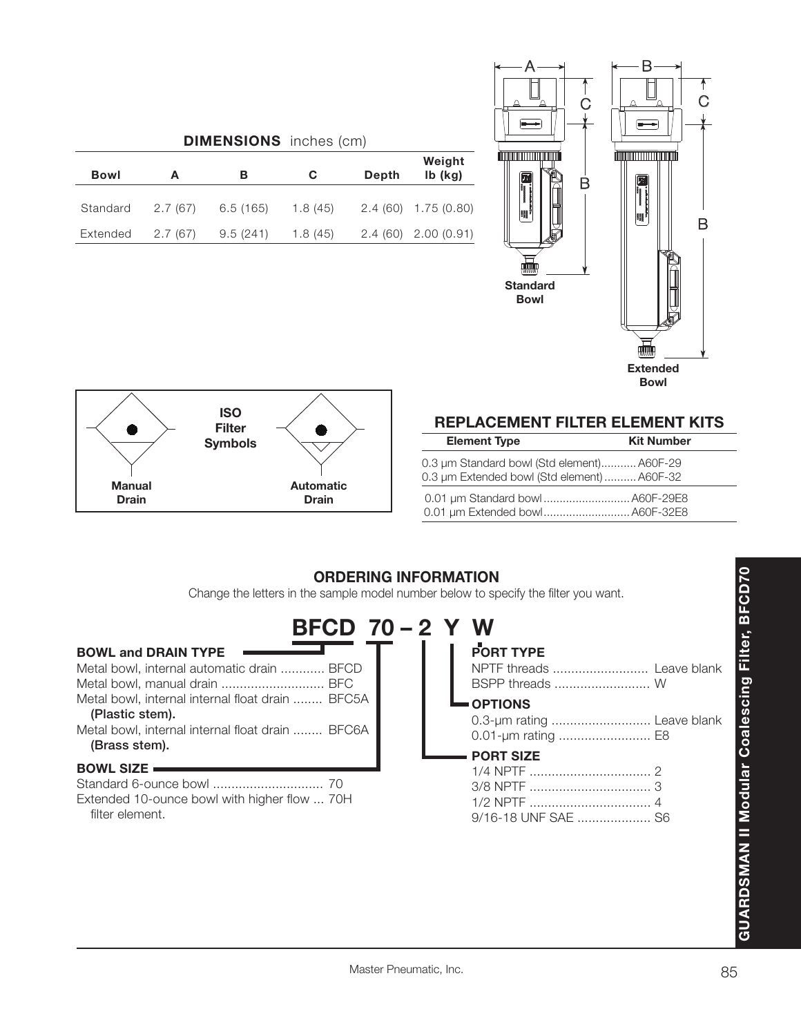## DIMENSIONS inches (cm)

| Bowl | A | B | C | Depth | Weight lb (kg) |
|---|---|---|---|---|---|
| Standard | 2.7 (67) | 6.5 (165) | 1.8 (45) | 2.4 (60) | 1.75 (0.80) |
| Extended | 2.7 (67) | 9.5 (241) | 1.8 (45) | 2.4 (60) | 2.00 (0.91) |

A
B
C
B
C
B

**Standard Bowl**

**Extended Bowl**

**ISO Filter Symbols**

**Manual Drain**

**Automatic Drain**

## REPLACEMENT FILTER ELEMENT KITS

| Element Type | Kit Number |
|---|---|
| 0.3 µm Standard bowl (Std element) | A60F-29 |
| 0.3 µm Extended bowl (Std element) | A60F-32 |
| 0.01 µm Standard bowl | A60F-29E8 |
| 0.01 µm Extended bowl | A60F-32E8 |

## ORDERING INFORMATION

Change the letters in the sample model number below to specify the filter you want.

**BFCD 70 – 2 Y W**

**BOWL and DRAIN TYPE**

- Metal bowl, internal automatic drain ............ BFCD
- Metal bowl, manual drain ............................ BFC
- Metal bowl, internal internal float drain ........ BFC5A **(Plastic stem).**
- Metal bowl, internal internal float drain ........ BFC6A **(Brass stem).**

**BOWL SIZE**

- Standard 6-ounce bowl .............................. 70
- Extended 10-ounce bowl with higher flow ... 70H filter element.

**PORT TYPE**

- NPTF threads .......................... Leave blank
- BSPP threads .......................... W

**OPTIONS**

- 0.3-µm rating ........................... Leave blank
- 0.01-µm rating ......................... E8

**PORT SIZE**

- 1/4 NPTF ................................. 2
- 3/8 NPTF ................................. 3
- 1/2 NPTF ................................. 4
- 9/16-18 UNF SAE .................... S6